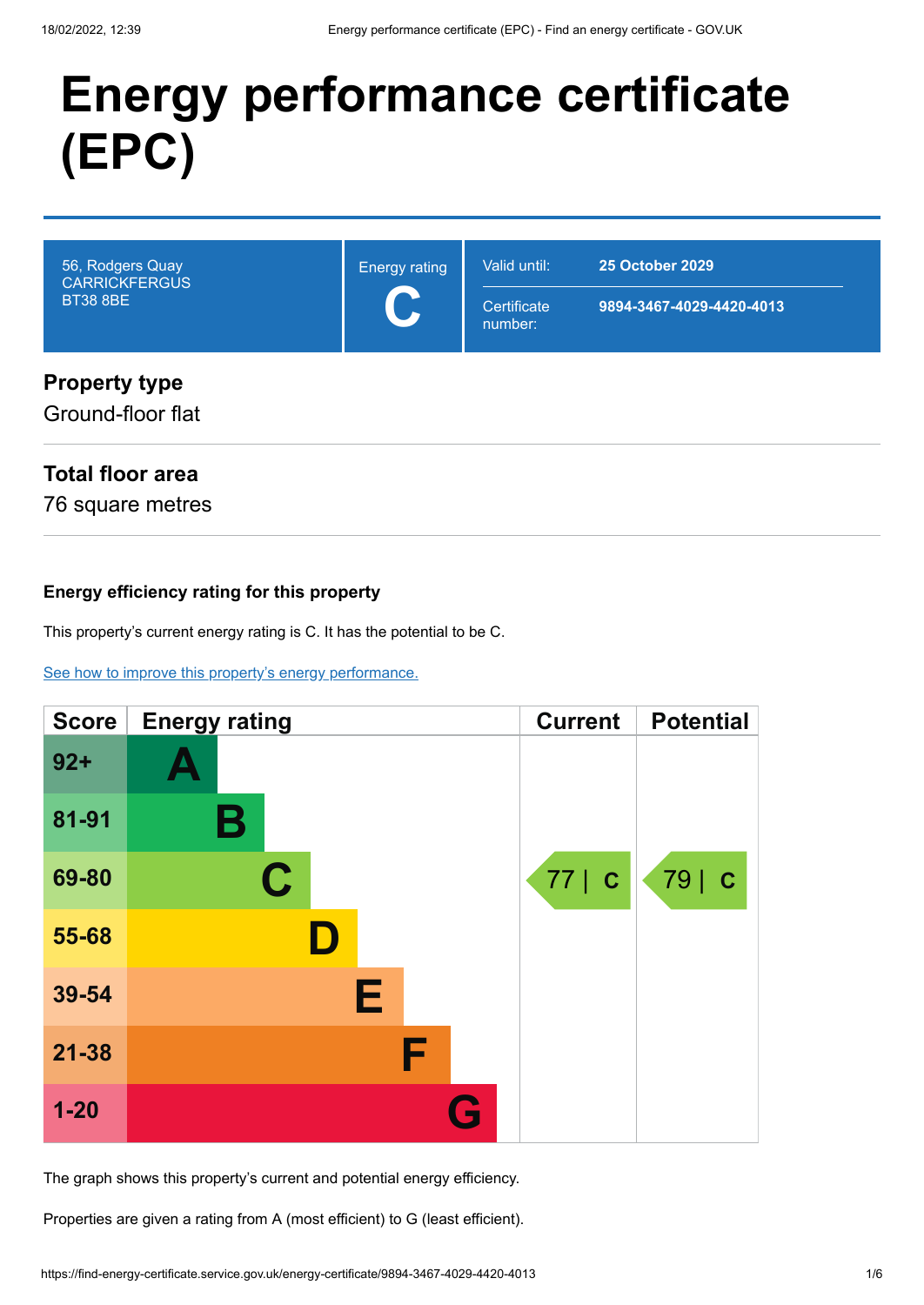# Energy performance certificate (EPC)

| 56, Rodgers Quay<br>CARRICKFERGUS<br>BT38 8BE | Energy rating<br>**C** | Valid until: **25 October 2029**<br>Certificate number: **9894-3467-4029-4420-4013** |
|---|---|---|

## Property type

Ground-floor flat

## Total floor area

76 square metres

### Energy efficiency rating for this property

This property's current energy rating is C. It has the potential to be C.

[See how to improve this property's energy performance.](#)

| Score | Energy rating | Current | Potential |
|---|---|---|---|
| 92+ | A | | |
| 81-91 | B | | |
| 69-80 | C | 77 \| C | 79 \| C |
| 55-68 | D | | |
| 39-54 | E | | |
| 21-38 | F | | |
| 1-20 | G | | |

The graph shows this property's current and potential energy efficiency.

Properties are given a rating from A (most efficient) to G (least efficient).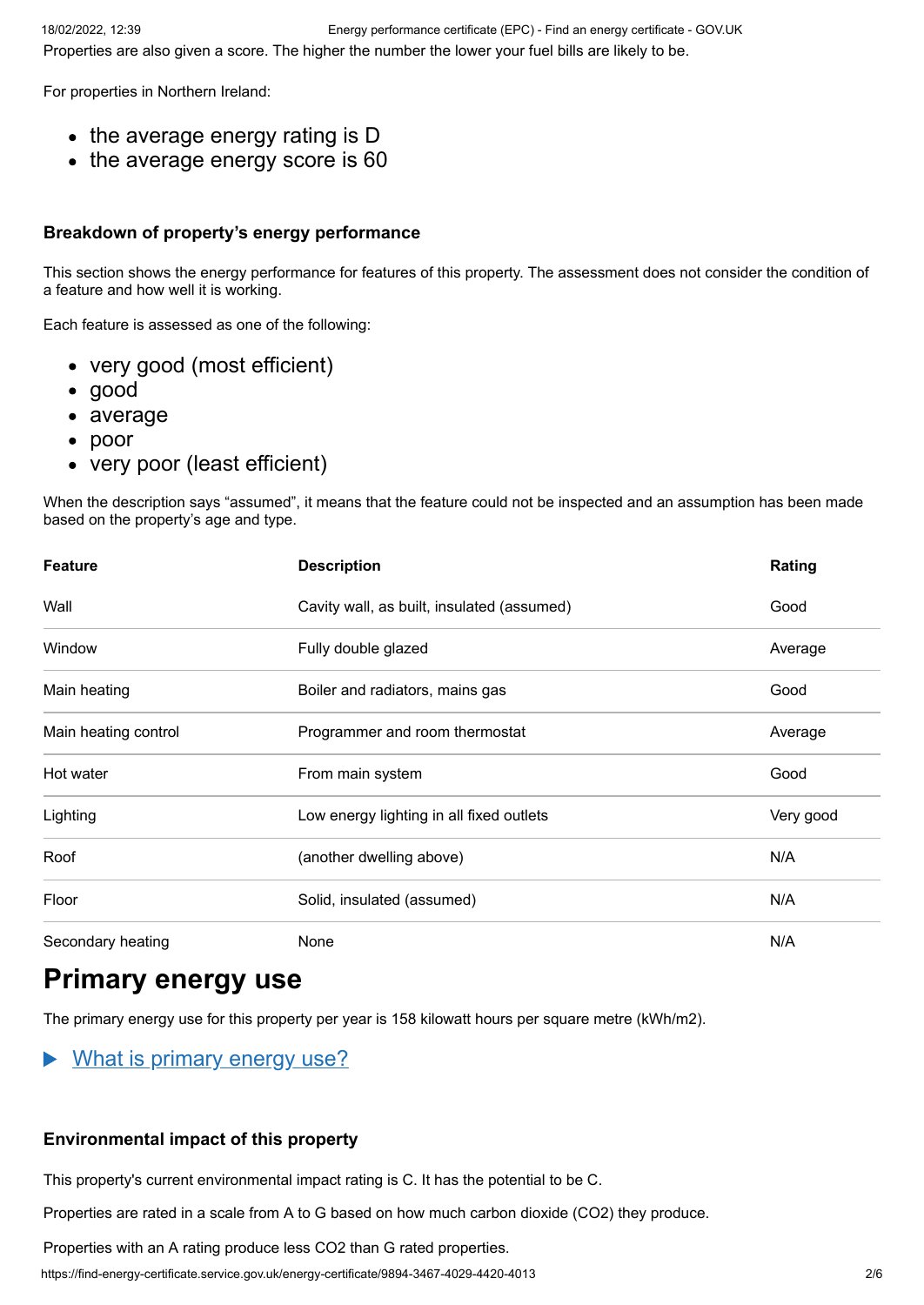Properties are also given a score. The higher the number the lower your fuel bills are likely to be.

For properties in Northern Ireland:

- the average energy rating is D
- the average energy score is 60

### Breakdown of property's energy performance

This section shows the energy performance for features of this property. The assessment does not consider the condition of a feature and how well it is working.

Each feature is assessed as one of the following:

- very good (most efficient)
- good
- average
- poor
- very poor (least efficient)

When the description says "assumed", it means that the feature could not be inspected and an assumption has been made based on the property's age and type.

| Feature | Description | Rating |
| --- | --- | --- |
| Wall | Cavity wall, as built, insulated (assumed) | Good |
| Window | Fully double glazed | Average |
| Main heating | Boiler and radiators, mains gas | Good |
| Main heating control | Programmer and room thermostat | Average |
| Hot water | From main system | Good |
| Lighting | Low energy lighting in all fixed outlets | Very good |
| Roof | (another dwelling above) | N/A |
| Floor | Solid, insulated (assumed) | N/A |
| Secondary heating | None | N/A |

# Primary energy use

The primary energy use for this property per year is 158 kilowatt hours per square metre (kWh/m2).

▶ What is primary energy use?

### Environmental impact of this property

This property's current environmental impact rating is C. It has the potential to be C.

Properties are rated in a scale from A to G based on how much carbon dioxide ($CO_2$) they produce.

Properties with an A rating produce less $CO_2$ than G rated properties.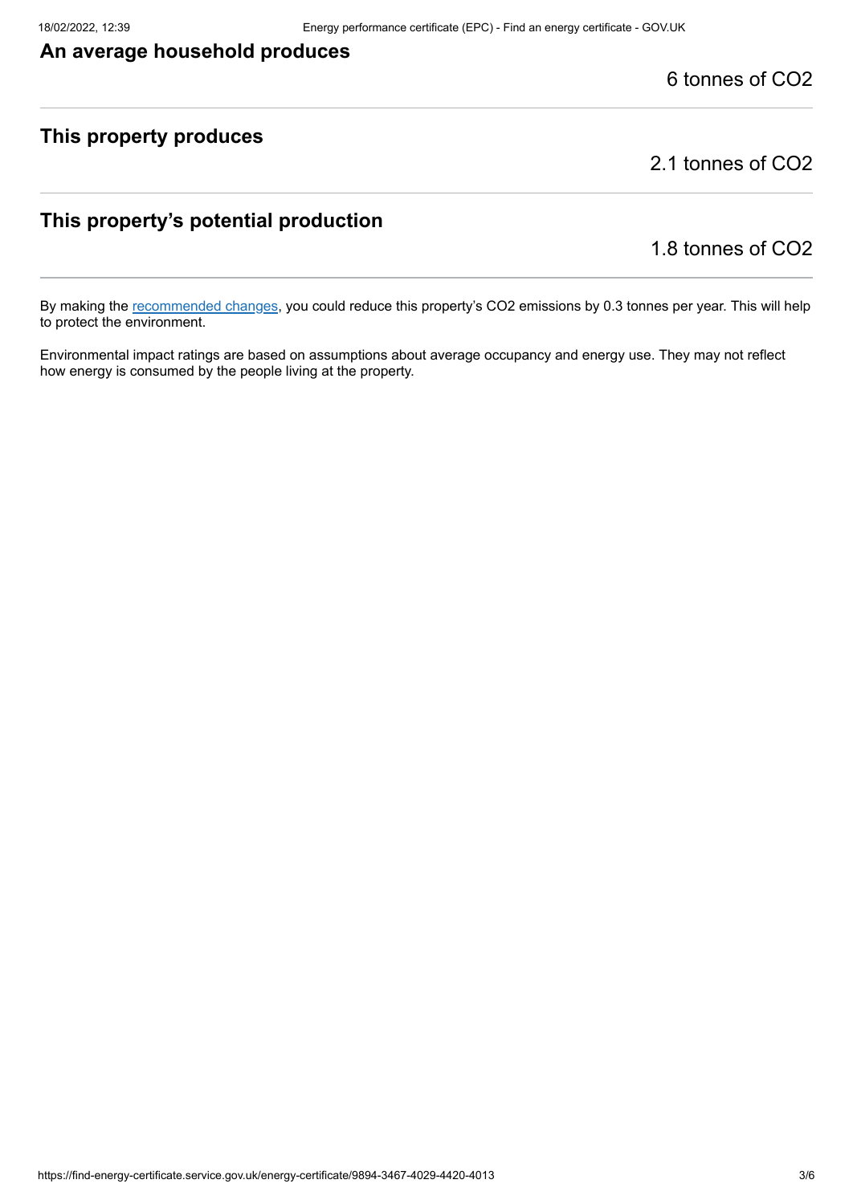### An average household produces

6 tonnes of $CO_2$

### This property produces

2.1 tonnes of $CO_2$

### This property's potential production

1.8 tonnes of $CO_2$

By making the recommended changes, you could reduce this property's $CO_2$ emissions by 0.3 tonnes per year. This will help to protect the environment.

Environmental impact ratings are based on assumptions about average occupancy and energy use. They may not reflect how energy is consumed by the people living at the property.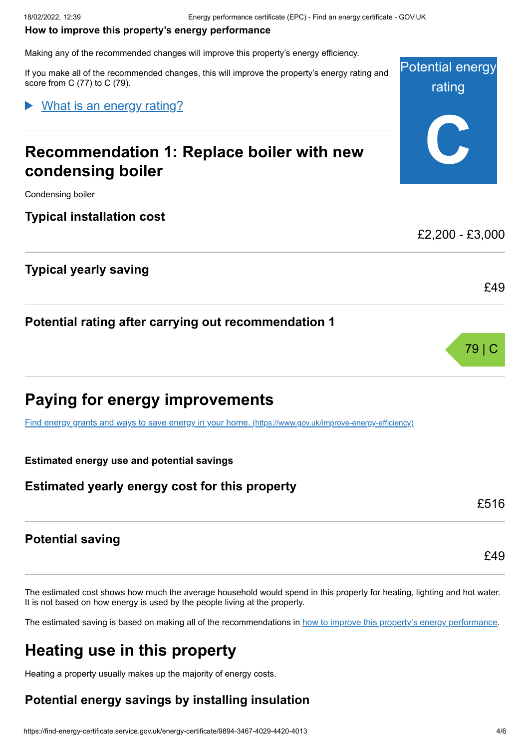**How to improve this property's energy performance**

Making any of the recommended changes will improve this property's energy efficiency.

If you make all of the recommended changes, this will improve the property's energy rating and score from C (77) to C (79).

Potential energy rating

**C**

What is an energy rating?

## Recommendation 1: Replace boiler with new condensing boiler

Condensing boiler

### Typical installation cost

£2,200 - £3,000

### Typical yearly saving

£49

### Potential rating after carrying out recommendation 1

79 | C

## Paying for energy improvements

Find energy grants and ways to save energy in your home. (https://www.gov.uk/improve-energy-efficiency)

**Estimated energy use and potential savings**

### Estimated yearly energy cost for this property

£516

### Potential saving

£49

The estimated cost shows how much the average household would spend in this property for heating, lighting and hot water. It is not based on how energy is used by the people living at the property.

The estimated saving is based on making all of the recommendations in how to improve this property's energy performance.

## Heating use in this property

Heating a property usually makes up the majority of energy costs.

### Potential energy savings by installing insulation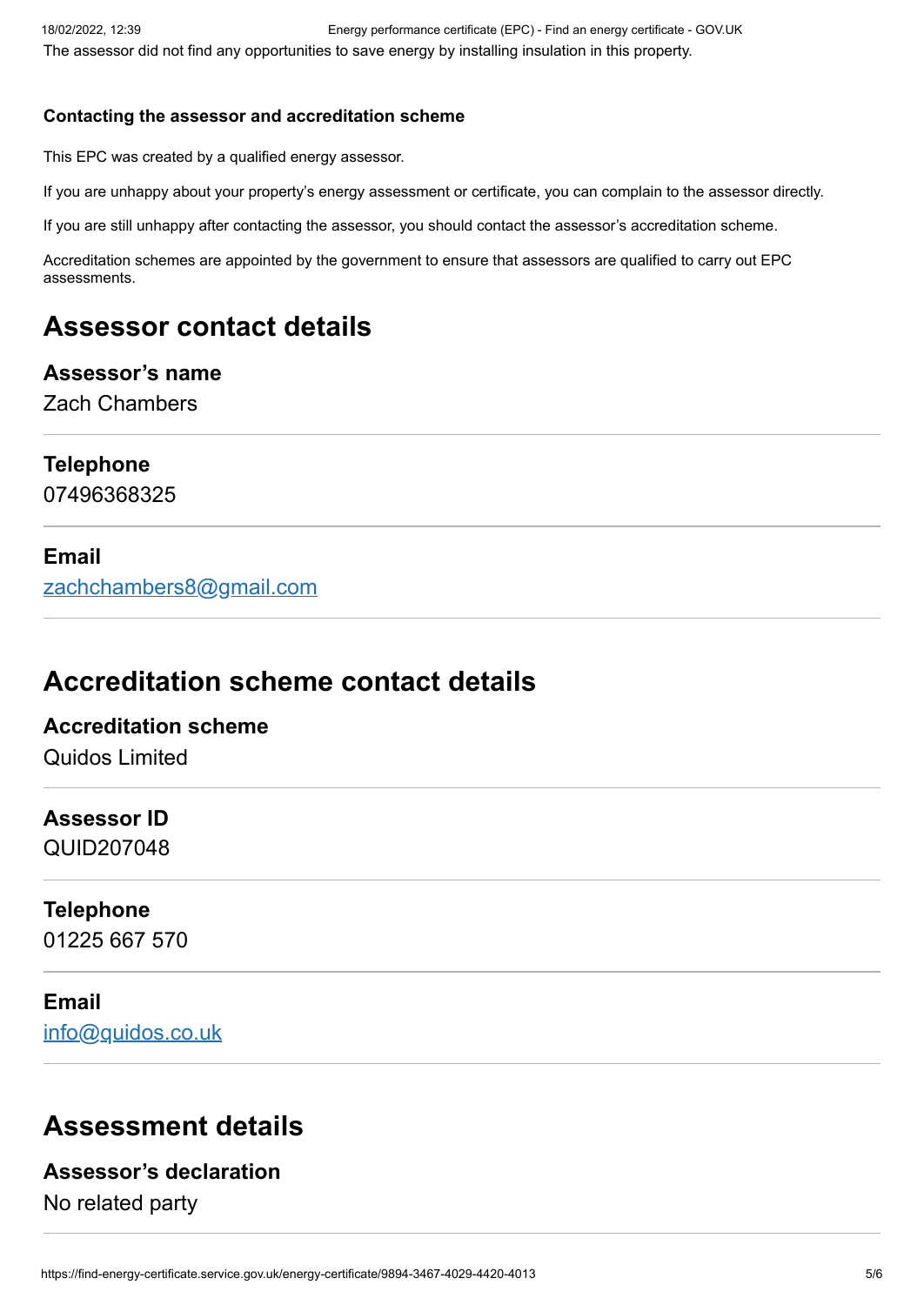The assessor did not find any opportunities to save energy by installing insulation in this property.

### Contacting the assessor and accreditation scheme

This EPC was created by a qualified energy assessor.

If you are unhappy about your property's energy assessment or certificate, you can complain to the assessor directly.

If you are still unhappy after contacting the assessor, you should contact the assessor's accreditation scheme.

Accreditation schemes are appointed by the government to ensure that assessors are qualified to carry out EPC assessments.

## Assessor contact details

### Assessor's name

Zach Chambers

### Telephone

07496368325

### Email

zachchambers8@gmail.com

## Accreditation scheme contact details

### Accreditation scheme

Quidos Limited

### Assessor ID

QUID207048

### Telephone

01225 667 570

### Email

info@quidos.co.uk

## Assessment details

### Assessor's declaration

No related party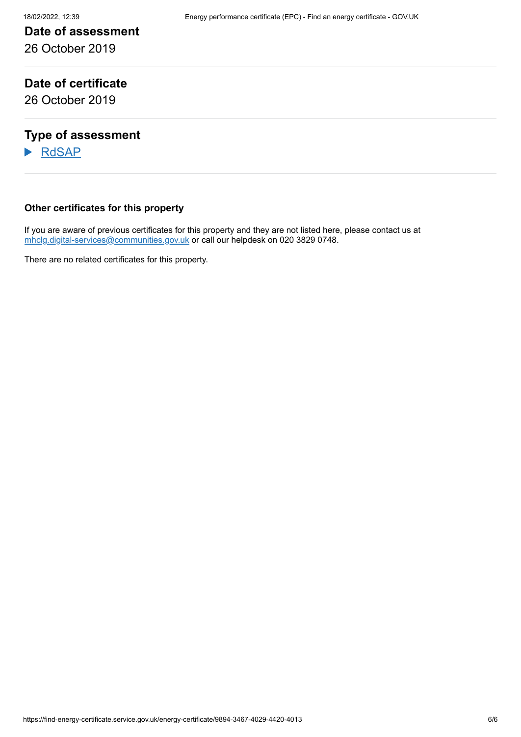## Date of assessment

26 October 2019

## Date of certificate

26 October 2019

## Type of assessment

▶ RdSAP

### Other certificates for this property

If you are aware of previous certificates for this property and they are not listed here, please contact us at mhclg.digital-services@communities.gov.uk or call our helpdesk on 020 3829 0748.

There are no related certificates for this property.